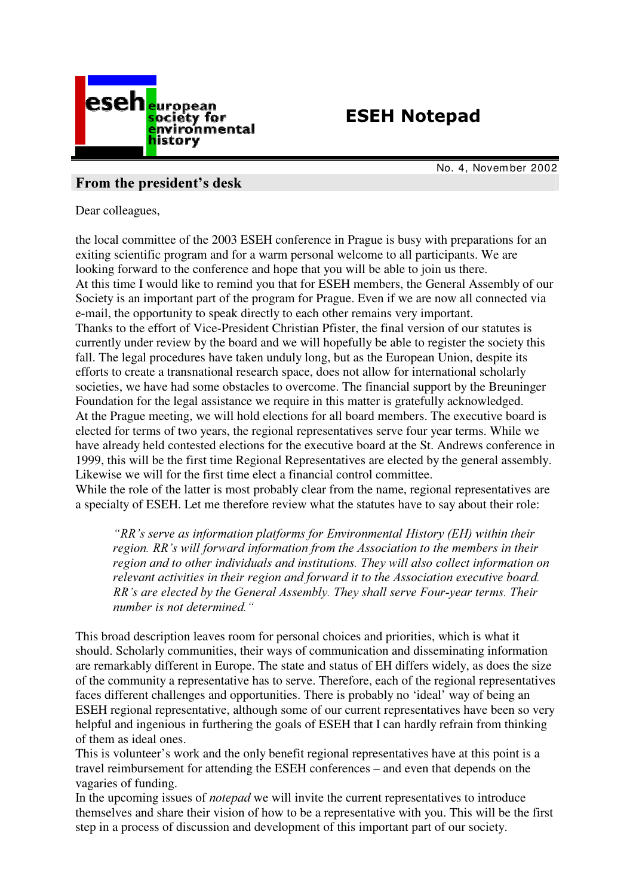# ESEH Notepad

No. 4, November 2002

## From the president's desk

Dear colleagues,

the local committee of the 2003 ESEH conference in Prague is busy with preparations for an exiting scientific program and for a warm personal welcome to all participants. We are looking forward to the conference and hope that you will be able to join us there.

At this time I would like to remind you that for ESEH members, the General Assembly of our Society is an important part of the program for Prague. Even if we are now all connected via e-mail, the opportunity to speak directly to each other remains very important.

Thanks to the effort of Vice-President Christian Pfister, the final version of our statutes is currently under review by the board and we will hopefully be able to register the society this fall. The legal procedures have taken unduly long, but as the European Union, despite its efforts to create a transnational research space, does not allow for international scholarly societies, we have had some obstacles to overcome. The financial support by the Breuninger Foundation for the legal assistance we require in this matter is gratefully acknowledged.

At the Prague meeting, we will hold elections for all board members. The executive board is elected for terms of two years, the regional representatives serve four year terms. While we have already held contested elections for the executive board at the St. Andrews conference in 1999, this will be the first time Regional Representatives are elected by the general assembly. Likewise we will for the first time elect a financial control committee.

While the role of the latter is most probably clear from the name, regional representatives are a specialty of ESEH. Let me therefore review what the statutes have to say about their role:

> *"RR's serve as information platforms for Environmental History (EH) within their region. RR's will forward information from the Association to the members in their region and to other individuals and institutions. They will also collect information on relevant activities in their region and forward it to the Association executive board. RR's are elected by the General Assembly. They shall serve Four-year terms. Their number is not determined."*

This broad description leaves room for personal choices and priorities, which is what it should. Scholarly communities, their ways of communication and disseminating information are remarkably different in Europe. The state and status of EH differs widely, as does the size of the community a representative has to serve. Therefore, each of the regional representatives faces different challenges and opportunities. There is probably no 'ideal' way of being an ESEH regional representative, although some of our current representatives have been so very helpful and ingenious in furthering the goals of ESEH that I can hardly refrain from thinking of them as ideal ones.

This is volunteer's work and the only benefit regional representatives have at this point is a travel reimbursement for attending the ESEH conferences – and even that depends on the vagaries of funding.

In the upcoming issues of *notepad* we will invite the current representatives to introduce themselves and share their vision of how to be a representative with you. This will be the first step in a process of discussion and development of this important part of our society.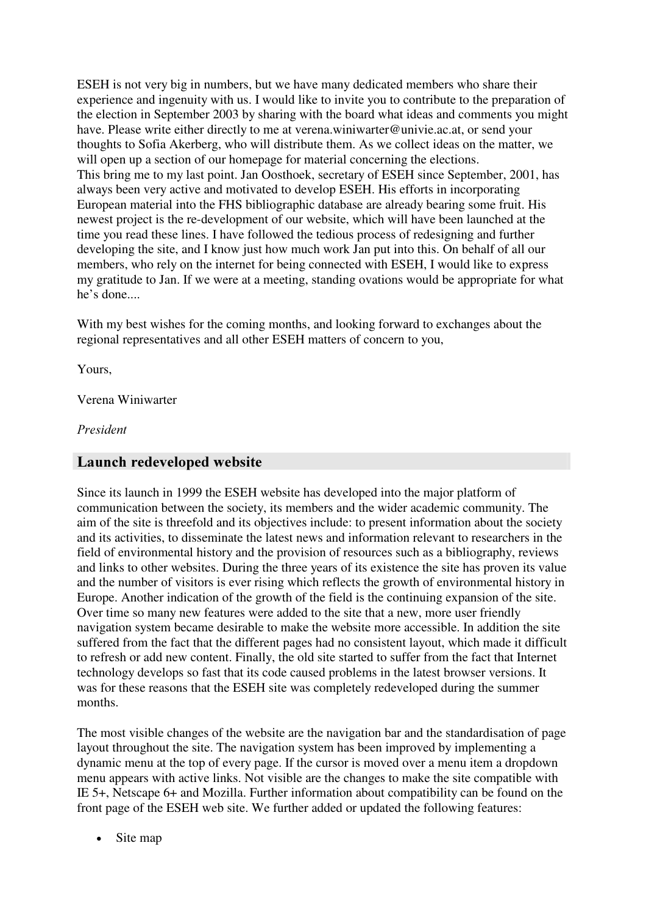ESEH is not very big in numbers, but we have many dedicated members who share their experience and ingenuity with us. I would like to invite you to contribute to the preparation of the election in September 2003 by sharing with the board what ideas and comments you might have. Please write either directly to me at verena.winiwarter@univie.ac.at, or send your thoughts to Sofia Akerberg, who will distribute them. As we collect ideas on the matter, we will open up a section of our homepage for material concerning the elections.
This bring me to my last point. Jan Oosthoek, secretary of ESEH since September, 2001, has always been very active and motivated to develop ESEH. His efforts in incorporating European material into the FHS bibliographic database are already bearing some fruit. His newest project is the re-development of our website, which will have been launched at the time you read these lines. I have followed the tedious process of redesigning and further developing the site, and I know just how much work Jan put into this. On behalf of all our members, who rely on the internet for being connected with ESEH, I would like to express my gratitude to Jan. If we were at a meeting, standing ovations would be appropriate for what he's done....

With my best wishes for the coming months, and looking forward to exchanges about the regional representatives and all other ESEH matters of concern to you,

Yours,

Verena Winiwarter

*President*

## Launch redeveloped website

Since its launch in 1999 the ESEH website has developed into the major platform of communication between the society, its members and the wider academic community. The aim of the site is threefold and its objectives include: to present information about the society and its activities, to disseminate the latest news and information relevant to researchers in the field of environmental history and the provision of resources such as a bibliography, reviews and links to other websites. During the three years of its existence the site has proven its value and the number of visitors is ever rising which reflects the growth of environmental history in Europe. Another indication of the growth of the field is the continuing expansion of the site. Over time so many new features were added to the site that a new, more user friendly navigation system became desirable to make the website more accessible. In addition the site suffered from the fact that the different pages had no consistent layout, which made it difficult to refresh or add new content. Finally, the old site started to suffer from the fact that Internet technology develops so fast that its code caused problems in the latest browser versions. It was for these reasons that the ESEH site was completely redeveloped during the summer months.

The most visible changes of the website are the navigation bar and the standardisation of page layout throughout the site. The navigation system has been improved by implementing a dynamic menu at the top of every page. If the cursor is moved over a menu item a dropdown menu appears with active links. Not visible are the changes to make the site compatible with IE 5+, Netscape 6+ and Mozilla. Further information about compatibility can be found on the front page of the ESEH web site. We further added or updated the following features:

- Site map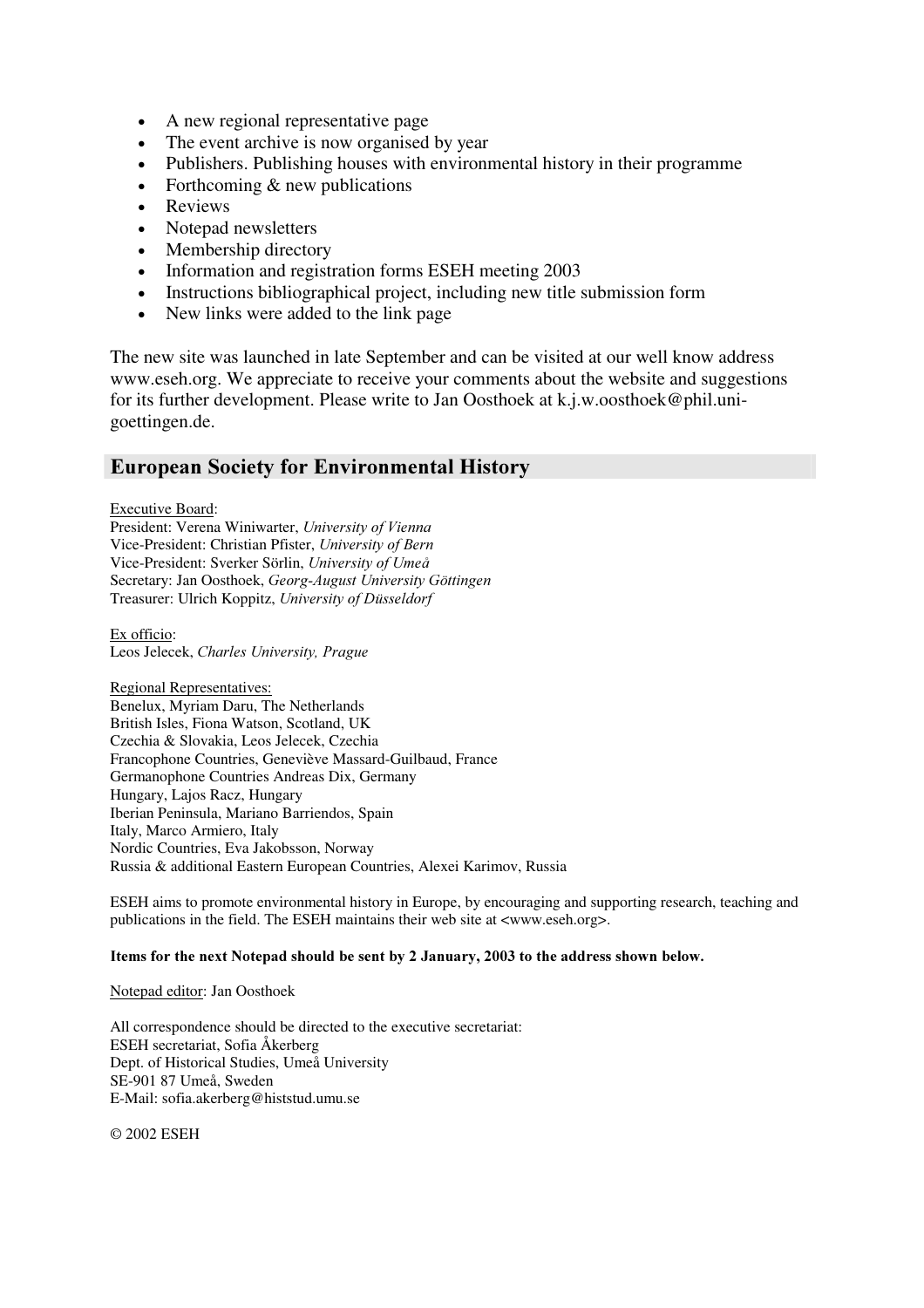- A new regional representative page
- The event archive is now organised by year
- Publishers. Publishing houses with environmental history in their programme
- Forthcoming & new publications
- Reviews
- Notepad newsletters
- Membership directory
- Information and registration forms ESEH meeting 2003
- Instructions bibliographical project, including new title submission form
- New links were added to the link page

The new site was launched in late September and can be visited at our well know address www.eseh.org. We appreciate to receive your comments about the website and suggestions for its further development. Please write to Jan Oosthoek at k.j.w.oosthoek@phil.uni-goettingen.de.

## European Society for Environmental History

Executive Board:
President: Verena Winiwarter, *University of Vienna*
Vice-President: Christian Pfister, *University of Bern*
Vice-President: Sverker Sörlin, *University of Umeå*
Secretary: Jan Oosthoek, *Georg-August University Göttingen*
Treasurer: Ulrich Koppitz, *University of Düsseldorf*

Ex officio:
Leos Jelecek, *Charles University, Prague*

Regional Representatives:
Benelux, Myriam Daru, The Netherlands
British Isles, Fiona Watson, Scotland, UK
Czechia & Slovakia, Leos Jelecek, Czechia
Francophone Countries, Geneviève Massard-Guilbaud, France
Germanophone Countries Andreas Dix, Germany
Hungary, Lajos Racz, Hungary
Iberian Peninsula, Mariano Barriendos, Spain
Italy, Marco Armiero, Italy
Nordic Countries, Eva Jakobsson, Norway
Russia & additional Eastern European Countries, Alexei Karimov, Russia

ESEH aims to promote environmental history in Europe, by encouraging and supporting research, teaching and publications in the field. The ESEH maintains their web site at <www.eseh.org>.

**Items for the next Notepad should be sent by 2 January, 2003 to the address shown below.**

Notepad editor: Jan Oosthoek

All correspondence should be directed to the executive secretariat:
ESEH secretariat, Sofia Åkerberg
Dept. of Historical Studies, Umeå University
SE-901 87 Umeå, Sweden
E-Mail: sofia.akerberg@histstud.umu.se

© 2002 ESEH